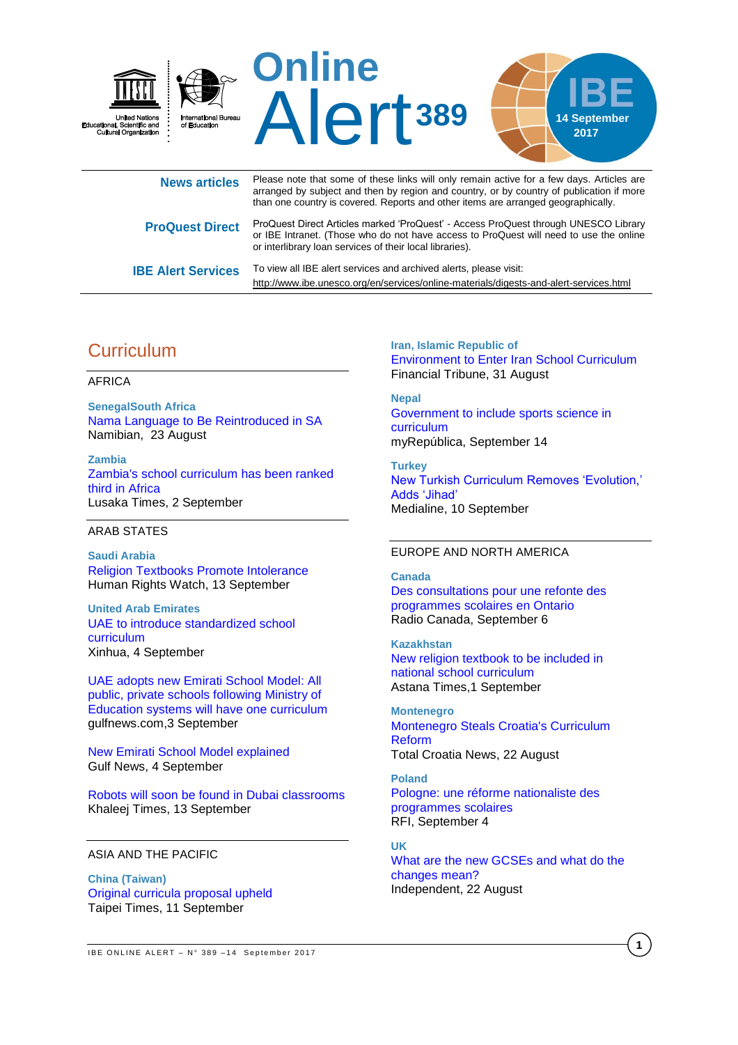United Nations Educational, Scientific and Cultural Organization | International Bureau of Education

# Online Alert 389

IBE 14 September 2017

| | |
|---|---|
| **News articles** | Please note that some of these links will only remain active for a few days. Articles are arranged by subject and then by region and country, or by country of publication if more than one country is covered. Reports and other items are arranged geographically. |
| **ProQuest Direct** | ProQuest Direct Articles marked 'ProQuest' - Access ProQuest through UNESCO Library or IBE Intranet. (Those who do not have access to ProQuest will need to use the online or interlibrary loan services of their local libraries). |
| **IBE Alert Services** | To view all IBE alert services and archived alerts, please visit: http://www.ibe.unesco.org/en/services/online-materials/digests-and-alert-services.html |

## Curriculum

### AFRICA

**SenegalSouth Africa**
Nama Language to Be Reintroduced in SA
Namibian, 23 August

**Zambia**
Zambia's school curriculum has been ranked third in Africa
Lusaka Times, 2 September

### ARAB STATES

**Saudi Arabia**
Religion Textbooks Promote Intolerance
Human Rights Watch, 13 September

**United Arab Emirates**
UAE to introduce standardized school curriculum
Xinhua, 4 September

UAE adopts new Emirati School Model: All public, private schools following Ministry of Education systems will have one curriculum
gulfnews.com,3 September

New Emirati School Model explained
Gulf News, 4 September

Robots will soon be found in Dubai classrooms
Khaleej Times, 13 September

### ASIA AND THE PACIFIC

**China (Taiwan)**
Original curricula proposal upheld
Taipei Times, 11 September

**Iran, Islamic Republic of**
Environment to Enter Iran School Curriculum
Financial Tribune, 31 August

**Nepal**
Government to include sports science in curriculum
myRepública, September 14

**Turkey**
New Turkish Curriculum Removes 'Evolution,' Adds 'Jihad'
Medialine, 10 September

### EUROPE AND NORTH AMERICA

**Canada**
Des consultations pour une refonte des programmes scolaires en Ontario
Radio Canada, September 6

**Kazakhstan**
New religion textbook to be included in national school curriculum
Astana Times,1 September

**Montenegro**
Montenegro Steals Croatia's Curriculum Reform
Total Croatia News, 22 August

**Poland**
Pologne: une réforme nationaliste des programmes scolaires
RFI, September 4

**UK**
What are the new GCSEs and what do the changes mean?
Independent, 22 August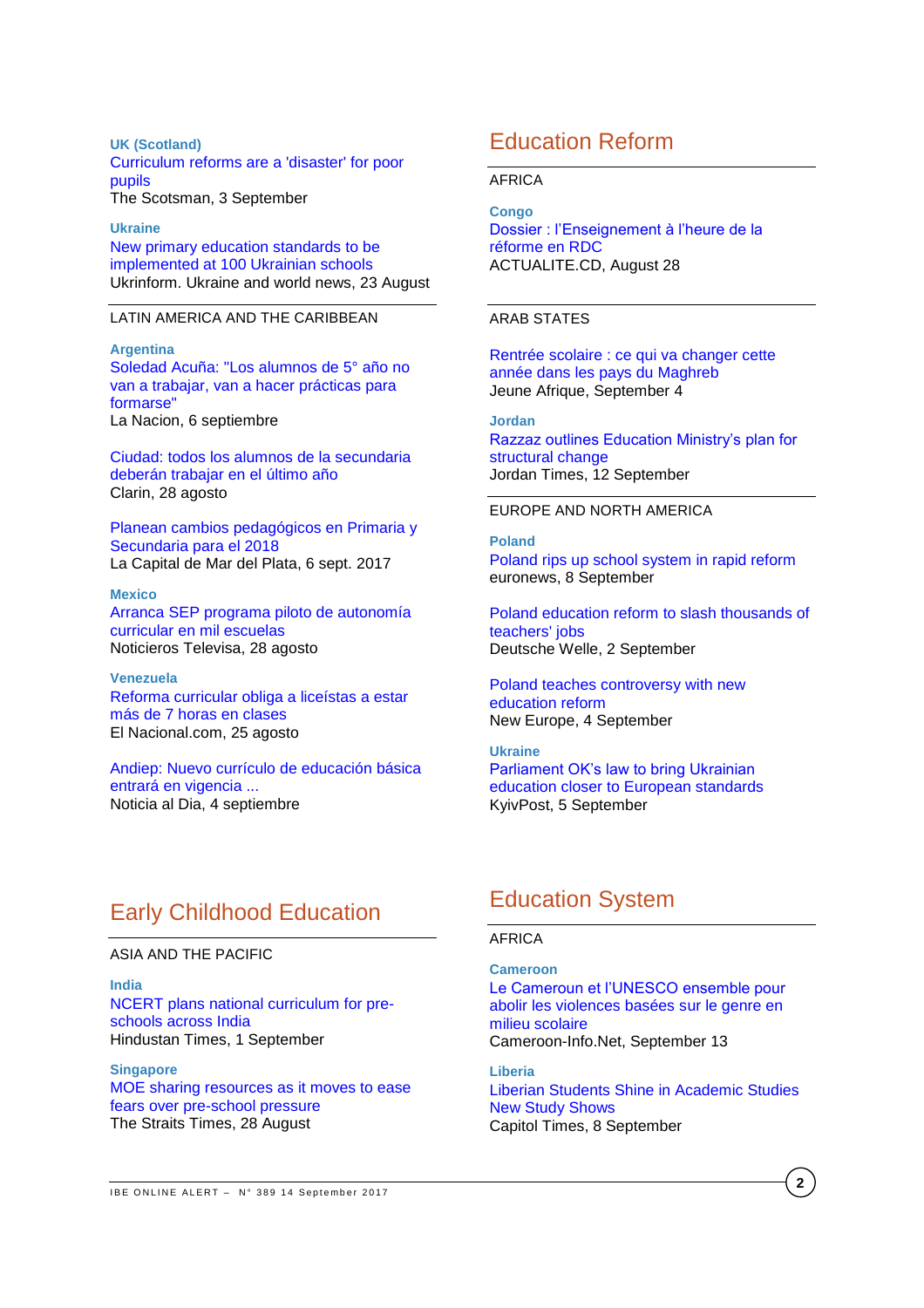**UK (Scotland)**
Curriculum reforms are a 'disaster' for poor pupils
The Scotsman, 3 September

**Ukraine**
New primary education standards to be implemented at 100 Ukrainian schools
Ukrinform. Ukraine and world news, 23 August

LATIN AMERICA AND THE CARIBBEAN

**Argentina**
Soledad Acuña: "Los alumnos de 5° año no van a trabajar, van a hacer prácticas para formarse"
La Nacion, 6 septiembre

Ciudad: todos los alumnos de la secundaria deberán trabajar en el último año
Clarin, 28 agosto

Planean cambios pedagógicos en Primaria y Secundaria para el 2018
La Capital de Mar del Plata, 6 sept. 2017

**Mexico**
Arranca SEP programa piloto de autonomía curricular en mil escuelas
Noticieros Televisa, 28 agosto

**Venezuela**
Reforma curricular obliga a liceístas a estar más de 7 horas en clases
El Nacional.com, 25 agosto

Andiep: Nuevo currículo de educación básica entrará en vigencia ...
Noticia al Dia, 4 septiembre

## Education Reform

AFRICA

**Congo**
Dossier : l'Enseignement à l'heure de la réforme en RDC
ACTUALITE.CD, August 28

ARAB STATES

Rentrée scolaire : ce qui va changer cette année dans les pays du Maghreb
Jeune Afrique, September 4

**Jordan**
Razzaz outlines Education Ministry's plan for structural change
Jordan Times, 12 September

EUROPE AND NORTH AMERICA

**Poland**
Poland rips up school system in rapid reform
euronews, 8 September

Poland education reform to slash thousands of teachers' jobs
Deutsche Welle, 2 September

Poland teaches controversy with new education reform
New Europe, 4 September

**Ukraine**
Parliament OK's law to bring Ukrainian education closer to European standards
KyivPost, 5 September

## Early Childhood Education

ASIA AND THE PACIFIC

**India**
NCERT plans national curriculum for pre-schools across India
Hindustan Times, 1 September

**Singapore**
MOE sharing resources as it moves to ease fears over pre-school pressure
The Straits Times, 28 August

## Education System

AFRICA

**Cameroon**
Le Cameroun et l'UNESCO ensemble pour abolir les violences basées sur le genre en milieu scolaire
Cameroon-Info.Net, September 13

**Liberia**
Liberian Students Shine in Academic Studies New Study Shows
Capitol Times, 8 September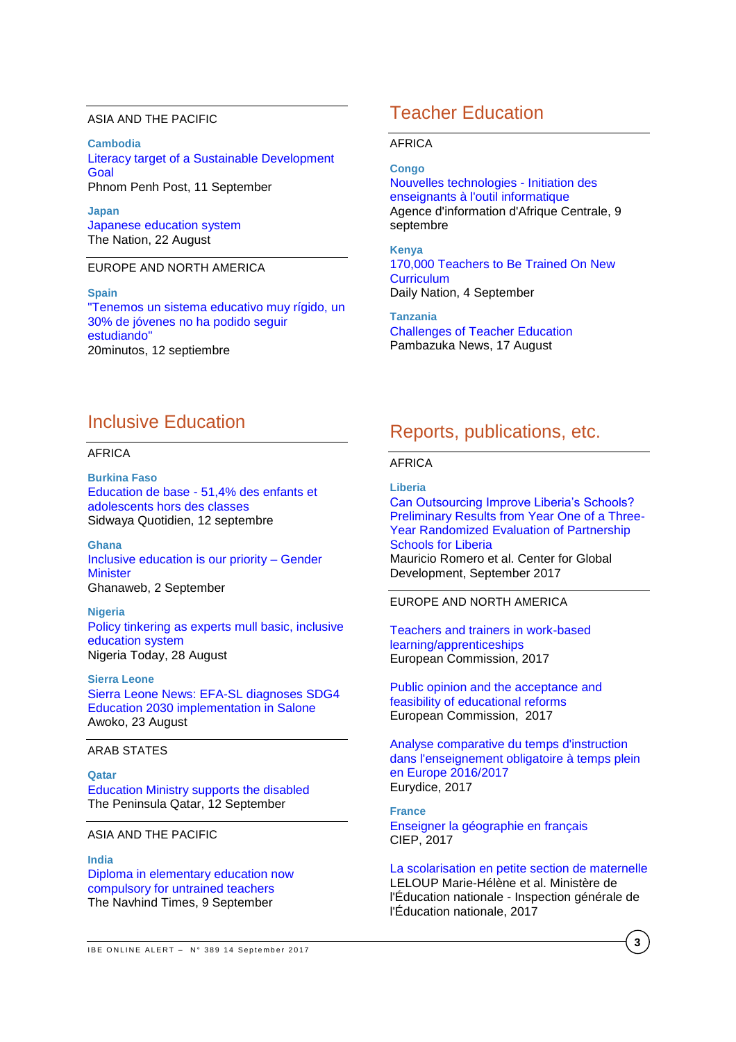ASIA AND THE PACIFIC

**Cambodia**
Literacy target of a Sustainable Development Goal
Phnom Penh Post, 11 September

**Japan**
Japanese education system
The Nation, 22 August

EUROPE AND NORTH AMERICA

**Spain**
"Tenemos un sistema educativo muy rígido, un 30% de jóvenes no ha podido seguir estudiando"
20minutos, 12 septiembre

## Teacher Education

AFRICA

**Congo**
Nouvelles technologies - Initiation des enseignants à l'outil informatique
Agence d'information d'Afrique Centrale, 9 septembre

**Kenya**
170,000 Teachers to Be Trained On New Curriculum
Daily Nation, 4 September

**Tanzania**
Challenges of Teacher Education
Pambazuka News, 17 August

## Inclusive Education

AFRICA

**Burkina Faso**
Education de base - 51,4% des enfants et adolescents hors des classes
Sidwaya Quotidien, 12 septembre

**Ghana**
Inclusive education is our priority – Gender Minister
Ghanaweb, 2 September

**Nigeria**
Policy tinkering as experts mull basic, inclusive education system
Nigeria Today, 28 August

**Sierra Leone**
Sierra Leone News: EFA-SL diagnoses SDG4 Education 2030 implementation in Salone
Awoko, 23 August

ARAB STATES

**Qatar**
Education Ministry supports the disabled
The Peninsula Qatar, 12 September

ASIA AND THE PACIFIC

**India**
Diploma in elementary education now compulsory for untrained teachers
The Navhind Times, 9 September

## Reports, publications, etc.

AFRICA

**Liberia**
Can Outsourcing Improve Liberia's Schools? Preliminary Results from Year One of a Three-Year Randomized Evaluation of Partnership Schools for Liberia
Mauricio Romero et al. Center for Global Development, September 2017

EUROPE AND NORTH AMERICA

Teachers and trainers in work-based learning/apprenticeships
European Commission, 2017

Public opinion and the acceptance and feasibility of educational reforms
European Commission, 2017

Analyse comparative du temps d'instruction dans l'enseignement obligatoire à temps plein en Europe 2016/2017
Eurydice, 2017

**France**
Enseigner la géographie en français
CIEP, 2017

La scolarisation en petite section de maternelle
LELOUP Marie-Hélène et al. Ministère de l'Éducation nationale - Inspection générale de l'Éducation nationale, 2017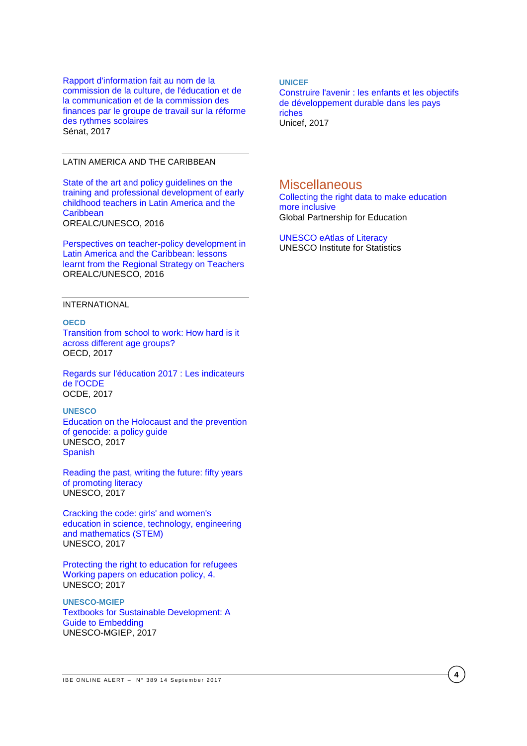Rapport d'information fait au nom de la commission de la culture, de l'éducation et de la communication et de la commission des finances par le groupe de travail sur la réforme des rythmes scolaires
Sénat, 2017

## LATIN AMERICA AND THE CARIBBEAN

State of the art and policy guidelines on the training and professional development of early childhood teachers in Latin America and the Caribbean
OREALC/UNESCO, 2016

Perspectives on teacher-policy development in Latin America and the Caribbean: lessons learnt from the Regional Strategy on Teachers
OREALC/UNESCO, 2016

## INTERNATIONAL

**OECD**

Transition from school to work: How hard is it across different age groups?
OECD, 2017

Regards sur l'éducation 2017 : Les indicateurs de l'OCDE
OCDE, 2017

**UNESCO**

Education on the Holocaust and the prevention of genocide: a policy guide
UNESCO, 2017
Spanish

Reading the past, writing the future: fifty years of promoting literacy
UNESCO, 2017

Cracking the code: girls' and women's education in science, technology, engineering and mathematics (STEM)
UNESCO, 2017

Protecting the right to education for refugees Working papers on education policy, 4.
UNESCO; 2017

**UNESCO-MGIEP**

Textbooks for Sustainable Development: A Guide to Embedding
UNESCO-MGIEP, 2017

**UNICEF**

Construire l'avenir : les enfants et les objectifs de développement durable dans les pays riches
Unicef, 2017

# Miscellaneous

Collecting the right data to make education more inclusive
Global Partnership for Education

UNESCO eAtlas of Literacy
UNESCO Institute for Statistics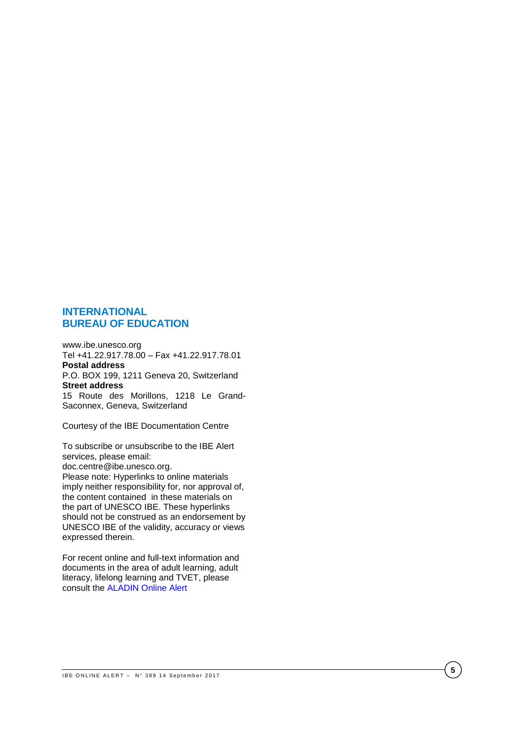## INTERNATIONAL BUREAU OF EDUCATION

www.ibe.unesco.org
Tel +41.22.917.78.00 – Fax +41.22.917.78.01
**Postal address**
P.O. BOX 199, 1211 Geneva 20, Switzerland
**Street address**
15 Route des Morillons, 1218 Le Grand-Saconnex, Geneva, Switzerland

Courtesy of the IBE Documentation Centre

To subscribe or unsubscribe to the IBE Alert services, please email: doc.centre@ibe.unesco.org.
Please note: Hyperlinks to online materials imply neither responsibility for, nor approval of, the content contained in these materials on the part of UNESCO IBE. These hyperlinks should not be construed as an endorsement by UNESCO IBE of the validity, accuracy or views expressed therein.

For recent online and full-text information and documents in the area of adult learning, adult literacy, lifelong learning and TVET, please consult the ALADIN Online Alert